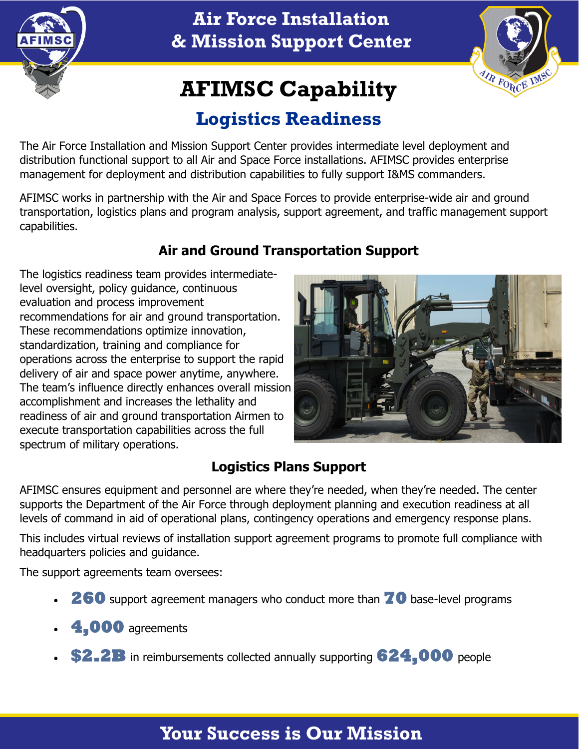# Air Force Installation & Mission Support Center

# AFIMSC Capability

## Logistics Readiness

The Air Force Installation and Mission Support Center provides intermediate level deployment and distribution functional support to all Air and Space Force installations. AFIMSC provides enterprise management for deployment and distribution capabilities to fully support I&MS commanders.

AFIMSC works in partnership with the Air and Space Forces to provide enterprise-wide air and ground transportation, logistics plans and program analysis, support agreement, and traffic management support capabilities.

### Air and Ground Transportation Support

The logistics readiness team provides intermediate-level oversight, policy guidance, continuous evaluation and process improvement recommendations for air and ground transportation. These recommendations optimize innovation, standardization, training and compliance for operations across the enterprise to support the rapid delivery of air and space power anytime, anywhere. The team's influence directly enhances overall mission accomplishment and increases the lethality and readiness of air and ground transportation Airmen to execute transportation capabilities across the full spectrum of military operations.

### Logistics Plans Support

AFIMSC ensures equipment and personnel are where they're needed, when they're needed. The center supports the Department of the Air Force through deployment planning and execution readiness at all levels of command in aid of operational plans, contingency operations and emergency response plans.

This includes virtual reviews of installation support agreement programs to promote full compliance with headquarters policies and guidance.

The support agreements team oversees:

- **260** support agreement managers who conduct more than **70** base-level programs
- **4,000** agreements
- **$2.2B** in reimbursements collected annually supporting **624,000** people

**Your Success is Our Mission**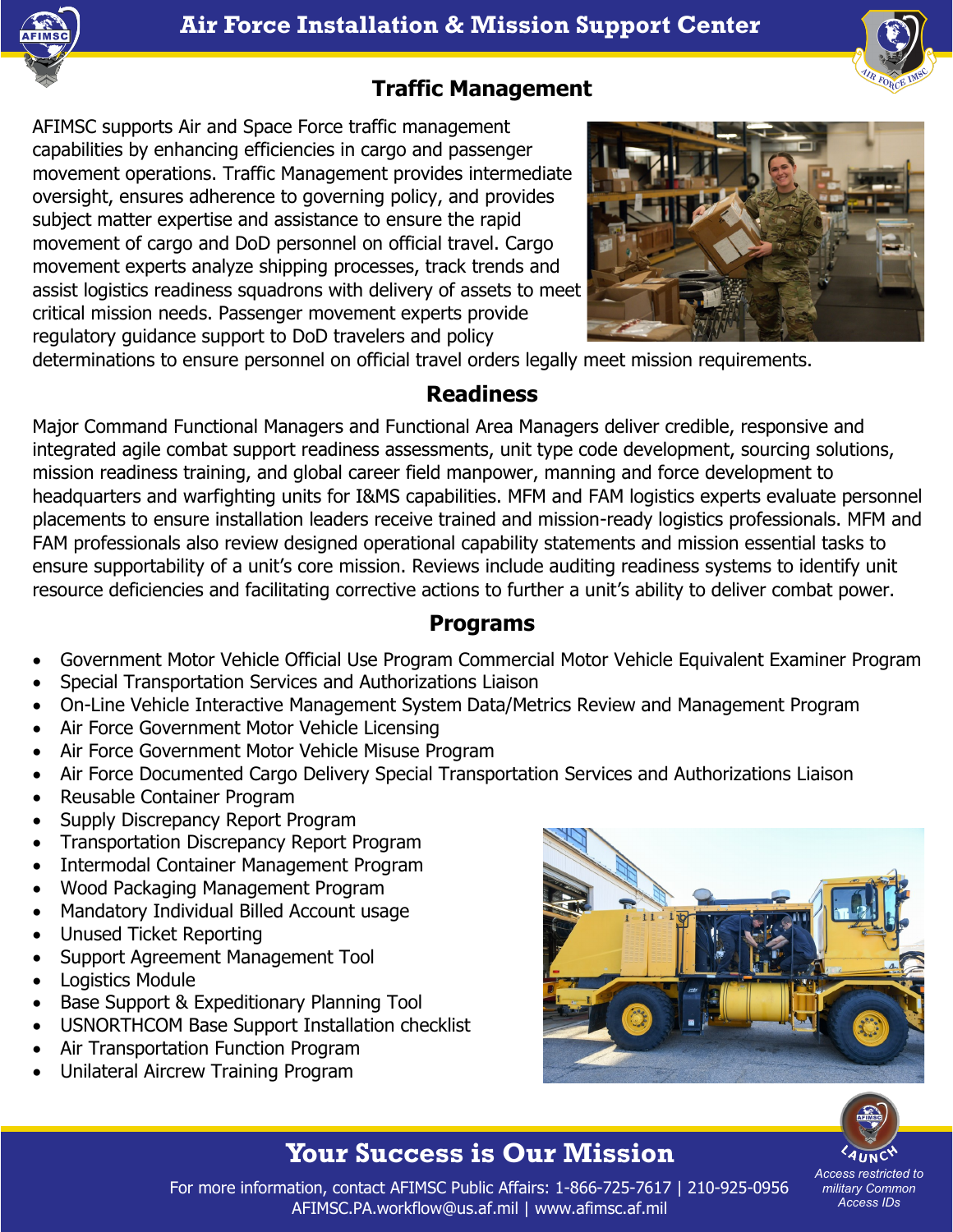## Traffic Management

AFIMSC supports Air and Space Force traffic management capabilities by enhancing efficiencies in cargo and passenger movement operations. Traffic Management provides intermediate oversight, ensures adherence to governing policy, and provides subject matter expertise and assistance to ensure the rapid movement of cargo and DoD personnel on official travel. Cargo movement experts analyze shipping processes, track trends and assist logistics readiness squadrons with delivery of assets to meet critical mission needs. Passenger movement experts provide regulatory guidance support to DoD travelers and policy determinations to ensure personnel on official travel orders legally meet mission requirements.

## Readiness

Major Command Functional Managers and Functional Area Managers deliver credible, responsive and integrated agile combat support readiness assessments, unit type code development, sourcing solutions, mission readiness training, and global career field manpower, manning and force development to headquarters and warfighting units for I&MS capabilities. MFM and FAM logistics experts evaluate personnel placements to ensure installation leaders receive trained and mission-ready logistics professionals. MFM and FAM professionals also review designed operational capability statements and mission essential tasks to ensure supportability of a unit's core mission. Reviews include auditing readiness systems to identify unit resource deficiencies and facilitating corrective actions to further a unit's ability to deliver combat power.

## Programs

- Government Motor Vehicle Official Use Program Commercial Motor Vehicle Equivalent Examiner Program
- Special Transportation Services and Authorizations Liaison
- On-Line Vehicle Interactive Management System Data/Metrics Review and Management Program
- Air Force Government Motor Vehicle Licensing
- Air Force Government Motor Vehicle Misuse Program
- Air Force Documented Cargo Delivery Special Transportation Services and Authorizations Liaison
- Reusable Container Program
- Supply Discrepancy Report Program
- Transportation Discrepancy Report Program
- Intermodal Container Management Program
- Wood Packaging Management Program
- Mandatory Individual Billed Account usage
- Unused Ticket Reporting
- Support Agreement Management Tool
- Logistics Module
- Base Support & Expeditionary Planning Tool
- USNORTHCOM Base Support Installation checklist
- Air Transportation Function Program
- Unilateral Aircrew Training Program

**Your Success is Our Mission**

For more information, contact AFIMSC Public Affairs: 1-866-725-7617 | 210-925-0956
AFIMSC.PA.workflow@us.af.mil | www.afimsc.af.mil

*Access restricted to military Common Access IDs*